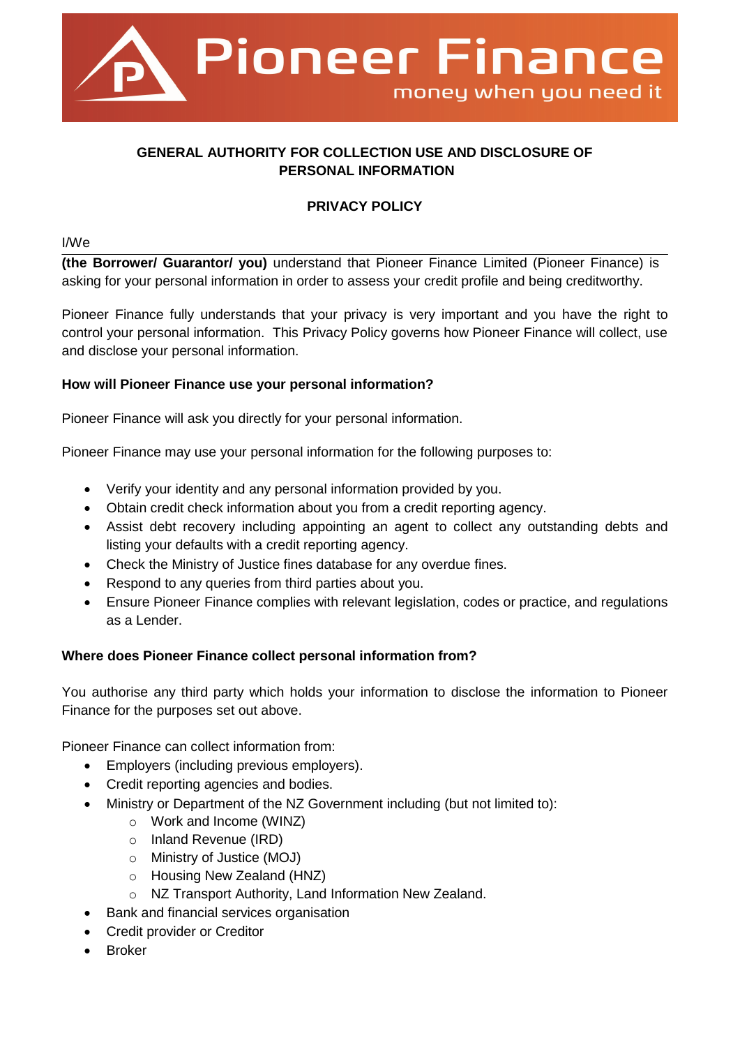Pioneer Finance

money when you need it

## GENERAL AUTHORITY FOR COLLECTION USE AND DISCLOSURE OF PERSONAL INFORMATION

## PRIVACY POLICY

I/We

**(the Borrower/ Guarantor/ you)** understand that Pioneer Finance Limited (Pioneer Finance) is asking for your personal information in order to assess your credit profile and being creditworthy.

Pioneer Finance fully understands that your privacy is very important and you have the right to control your personal information. This Privacy Policy governs how Pioneer Finance will collect, use and disclose your personal information.

### How will Pioneer Finance use your personal information?

Pioneer Finance will ask you directly for your personal information.

Pioneer Finance may use your personal information for the following purposes to:

- Verify your identity and any personal information provided by you.
- Obtain credit check information about you from a credit reporting agency.
- Assist debt recovery including appointing an agent to collect any outstanding debts and listing your defaults with a credit reporting agency.
- Check the Ministry of Justice fines database for any overdue fines.
- Respond to any queries from third parties about you.
- Ensure Pioneer Finance complies with relevant legislation, codes or practice, and regulations as a Lender.

### Where does Pioneer Finance collect personal information from?

You authorise any third party which holds your information to disclose the information to Pioneer Finance for the purposes set out above.

Pioneer Finance can collect information from:

- Employers (including previous employers).
- Credit reporting agencies and bodies.
- Ministry or Department of the NZ Government including (but not limited to):
  - Work and Income (WINZ)
  - Inland Revenue (IRD)
  - Ministry of Justice (MOJ)
  - Housing New Zealand (HNZ)
  - NZ Transport Authority, Land Information New Zealand.
- Bank and financial services organisation
- Credit provider or Creditor
- Broker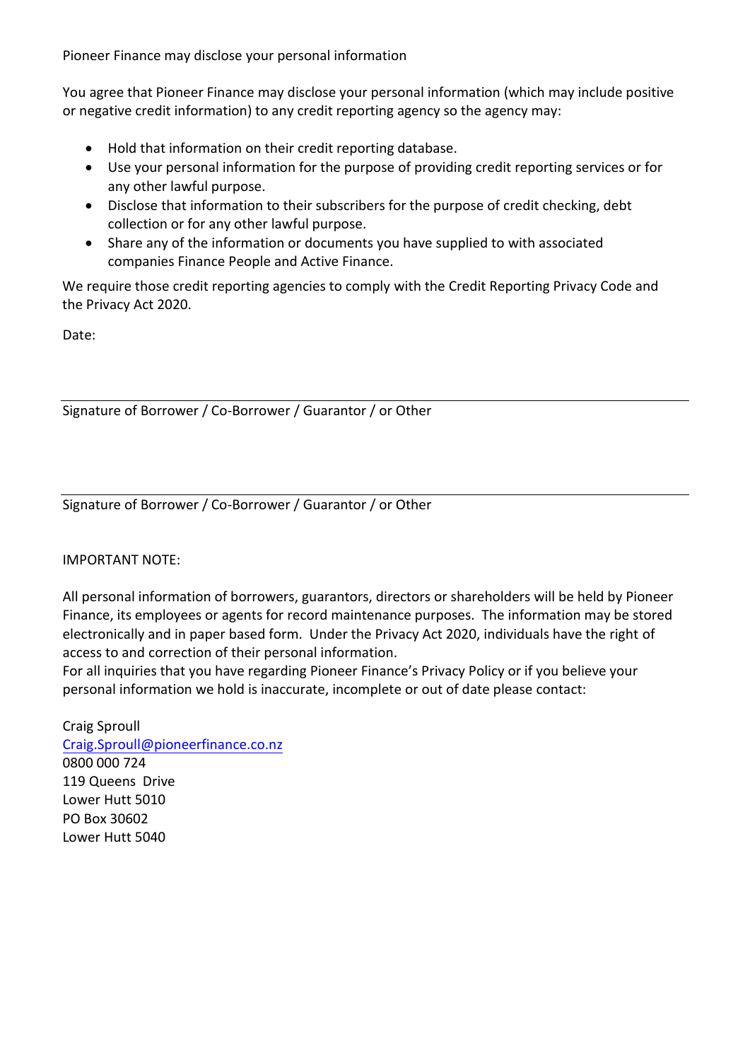Pioneer Finance may disclose your personal information

You agree that Pioneer Finance may disclose your personal information (which may include positive or negative credit information) to any credit reporting agency so the agency may:

- Hold that information on their credit reporting database.
- Use your personal information for the purpose of providing credit reporting services or for any other lawful purpose.
- Disclose that information to their subscribers for the purpose of credit checking, debt collection or for any other lawful purpose.
- Share any of the information or documents you have supplied to with associated companies Finance People and Active Finance.

We require those credit reporting agencies to comply with the Credit Reporting Privacy Code and the Privacy Act 2020.

Date:

---

Signature of Borrower / Co-Borrower / Guarantor / or Other

---

Signature of Borrower / Co-Borrower / Guarantor / or Other

IMPORTANT NOTE:

All personal information of borrowers, guarantors, directors or shareholders will be held by Pioneer Finance, its employees or agents for record maintenance purposes. The information may be stored electronically and in paper based form. Under the Privacy Act 2020, individuals have the right of access to and correction of their personal information.
For all inquiries that you have regarding Pioneer Finance's Privacy Policy or if you believe your personal information we hold is inaccurate, incomplete or out of date please contact:

Craig Sproull
Craig.Sproull@pioneerfinance.co.nz
0800 000 724
119 Queens Drive
Lower Hutt 5010
PO Box 30602
Lower Hutt 5040